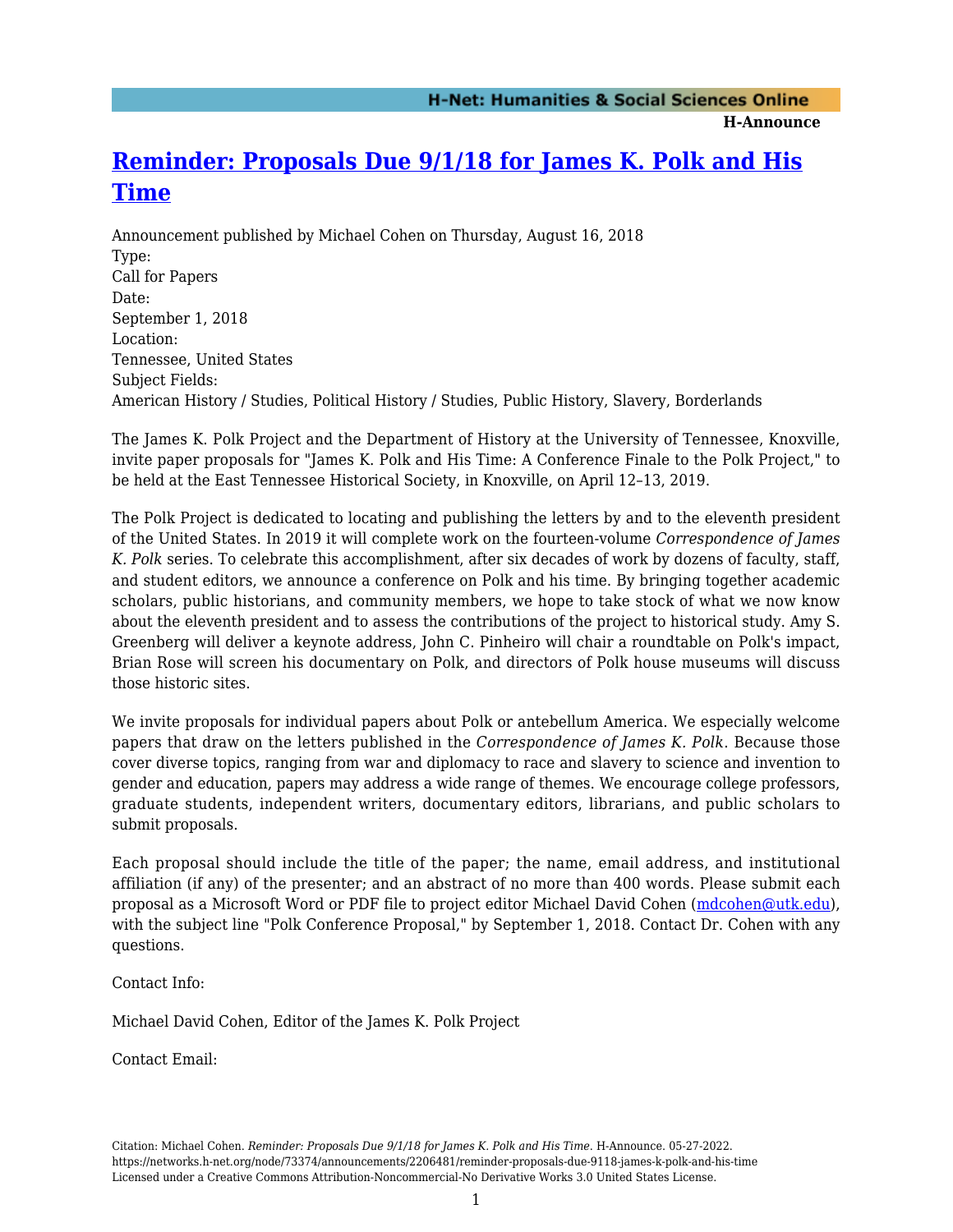# Reminder: Proposals Due 9/1/18 for James K. Polk and His Time

Announcement published by Michael Cohen on Thursday, August 16, 2018

Type:
Call for Papers

Date:
September 1, 2018

Location:
Tennessee, United States

Subject Fields:
American History / Studies, Political History / Studies, Public History, Slavery, Borderlands

The James K. Polk Project and the Department of History at the University of Tennessee, Knoxville, invite paper proposals for "James K. Polk and His Time: A Conference Finale to the Polk Project," to be held at the East Tennessee Historical Society, in Knoxville, on April 12–13, 2019.

The Polk Project is dedicated to locating and publishing the letters by and to the eleventh president of the United States. In 2019 it will complete work on the fourteen-volume *Correspondence of James K. Polk* series. To celebrate this accomplishment, after six decades of work by dozens of faculty, staff, and student editors, we announce a conference on Polk and his time. By bringing together academic scholars, public historians, and community members, we hope to take stock of what we now know about the eleventh president and to assess the contributions of the project to historical study. Amy S. Greenberg will deliver a keynote address, John C. Pinheiro will chair a roundtable on Polk's impact, Brian Rose will screen his documentary on Polk, and directors of Polk house museums will discuss those historic sites.

We invite proposals for individual papers about Polk or antebellum America. We especially welcome papers that draw on the letters published in the *Correspondence of James K. Polk*. Because those cover diverse topics, ranging from war and diplomacy to race and slavery to science and invention to gender and education, papers may address a wide range of themes. We encourage college professors, graduate students, independent writers, documentary editors, librarians, and public scholars to submit proposals.

Each proposal should include the title of the paper; the name, email address, and institutional affiliation (if any) of the presenter; and an abstract of no more than 400 words. Please submit each proposal as a Microsoft Word or PDF file to project editor Michael David Cohen (mdcohen@utk.edu), with the subject line "Polk Conference Proposal," by September 1, 2018. Contact Dr. Cohen with any questions.

Contact Info:

Michael David Cohen, Editor of the James K. Polk Project

Contact Email:

Citation: Michael Cohen. *Reminder: Proposals Due 9/1/18 for James K. Polk and His Time*. H-Announce. 05-27-2022.
https://networks.h-net.org/node/73374/announcements/2206481/reminder-proposals-due-9118-james-k-polk-and-his-time
Licensed under a Creative Commons Attribution-Noncommercial-No Derivative Works 3.0 United States License.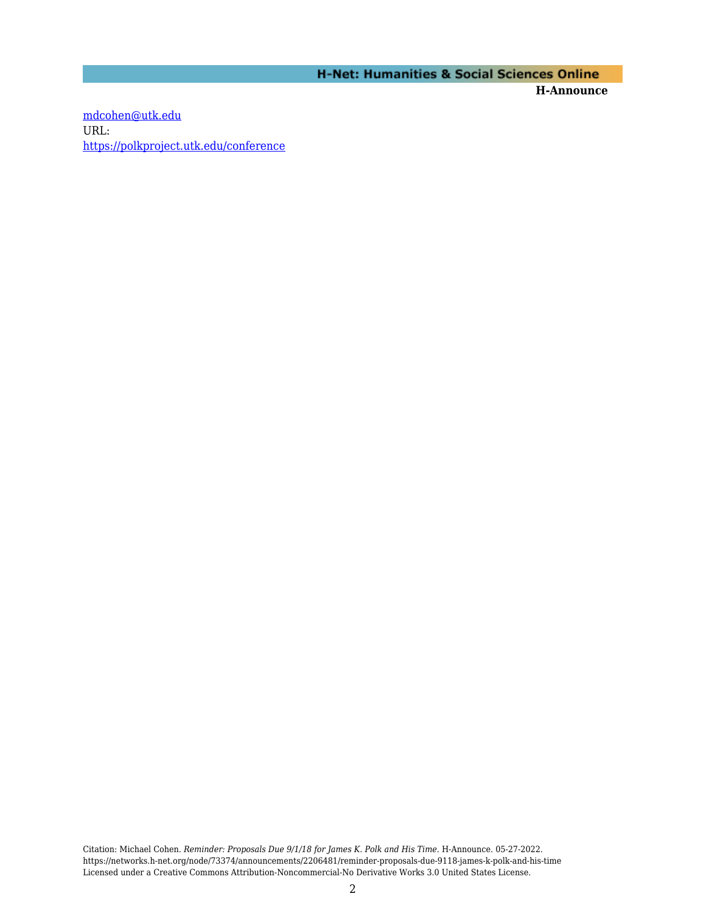mdcohen@utk.edu
URL:
https://polkproject.utk.edu/conference

Citation: Michael Cohen. *Reminder: Proposals Due 9/1/18 for James K. Polk and His Time*. H-Announce. 05-27-2022.
https://networks.h-net.org/node/73374/announcements/2206481/reminder-proposals-due-9118-james-k-polk-and-his-time
Licensed under a Creative Commons Attribution-Noncommercial-No Derivative Works 3.0 United States License.